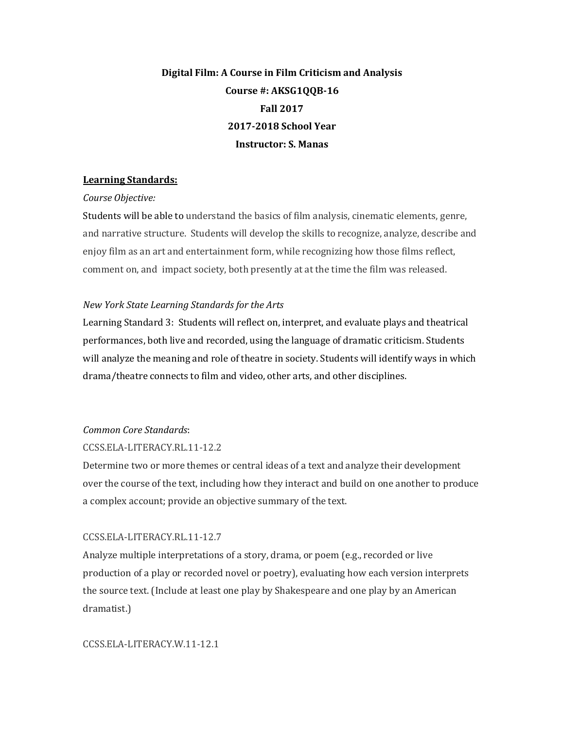**Digital Film: A Course in Film Criticism and Analysis**

**Course #: AKSG1QQB-16**

**Fall 2017**

**2017-2018 School Year**

**Instructor: S. Manas**

**Learning Standards:**

*Course Objective:*

Students will be able to understand the basics of film analysis, cinematic elements, genre, and narrative structure. Students will develop the skills to recognize, analyze, describe and enjoy film as an art and entertainment form, while recognizing how those films reflect, comment on, and impact society, both presently at at the time the film was released.

*New York State Learning Standards for the Arts*

Learning Standard 3: Students will reflect on, interpret, and evaluate plays and theatrical performances, both live and recorded, using the language of dramatic criticism. Students will analyze the meaning and role of theatre in society. Students will identify ways in which drama/theatre connects to film and video, other arts, and other disciplines.

*Common Core Standards*:

CCSS.ELA-LITERACY.RL.11-12.2

Determine two or more themes or central ideas of a text and analyze their development over the course of the text, including how they interact and build on one another to produce a complex account; provide an objective summary of the text.

CCSS.ELA-LITERACY.RL.11-12.7

Analyze multiple interpretations of a story, drama, or poem (e.g., recorded or live production of a play or recorded novel or poetry), evaluating how each version interprets the source text. (Include at least one play by Shakespeare and one play by an American dramatist.)

CCSS.ELA-LITERACY.W.11-12.1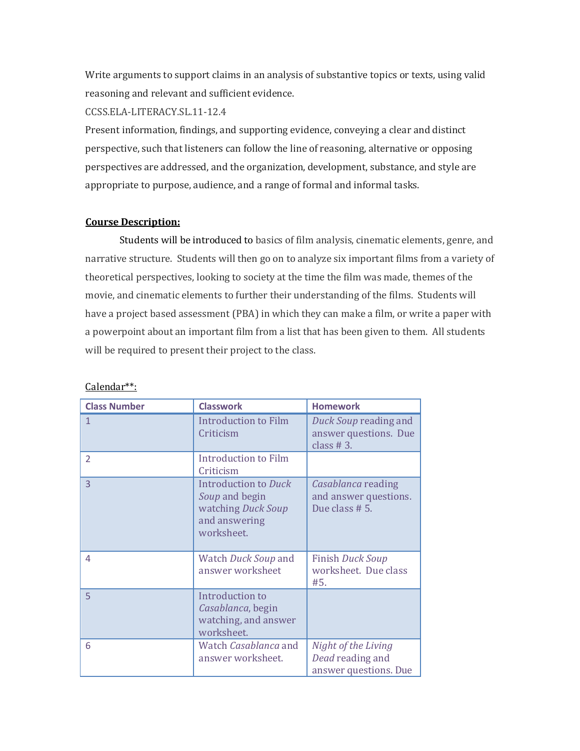Write arguments to support claims in an analysis of substantive topics or texts, using valid reasoning and relevant and sufficient evidence.

CCSS.ELA-LITERACY.SL.11-12.4

Present information, findings, and supporting evidence, conveying a clear and distinct perspective, such that listeners can follow the line of reasoning, alternative or opposing perspectives are addressed, and the organization, development, substance, and style are appropriate to purpose, audience, and a range of formal and informal tasks.

**Course Description:**

Students will be introduced to basics of film analysis, cinematic elements, genre, and narrative structure. Students will then go on to analyze six important films from a variety of theoretical perspectives, looking to society at the time the film was made, themes of the movie, and cinematic elements to further their understanding of the films. Students will have a project based assessment (PBA) in which they can make a film, or write a paper with a powerpoint about an important film from a list that has been given to them. All students will be required to present their project to the class.

Calendar**:

| Class Number | Classwork | Homework |
|---|---|---|
| 1 | Introduction to Film Criticism | *Duck Soup* reading and answer questions. Due class # 3. |
| 2 | Introduction to Film Criticism | |
| 3 | Introduction to *Duck Soup* and begin watching *Duck Soup* and answering worksheet. | *Casablanca* reading and answer questions. Due class # 5. |
| 4 | Watch *Duck Soup* and answer worksheet | Finish *Duck Soup* worksheet. Due class #5. |
| 5 | Introduction to *Casablanca*, begin watching, and answer worksheet. | |
| 6 | Watch *Casablanca* and answer worksheet. | *Night of the Living Dead* reading and answer questions. Due |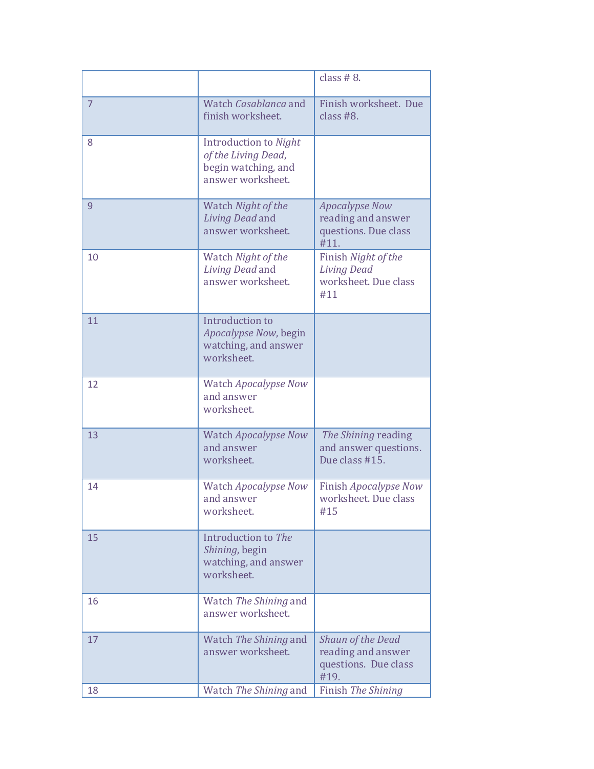| | | class # 8. |
| --- | --- | --- |
| 7 | Watch *Casablanca* and finish worksheet. | Finish worksheet. Due class #8. |
| 8 | Introduction to *Night of the Living Dead*, begin watching, and answer worksheet. | |
| 9 | Watch *Night of the Living Dead* and answer worksheet. | *Apocalypse Now* reading and answer questions. Due class #11. |
| 10 | Watch *Night of the Living Dead* and answer worksheet. | Finish *Night of the Living Dead* worksheet. Due class #11 |
| 11 | Introduction to *Apocalypse Now*, begin watching, and answer worksheet. | |
| 12 | Watch *Apocalypse Now* and answer worksheet. | |
| 13 | Watch *Apocalypse Now* and answer worksheet. | *The Shining* reading and answer questions. Due class #15. |
| 14 | Watch *Apocalypse Now* and answer worksheet. | Finish *Apocalypse Now* worksheet. Due class #15 |
| 15 | Introduction to *The Shining*, begin watching, and answer worksheet. | |
| 16 | Watch *The Shining* and answer worksheet. | |
| 17 | Watch *The Shining* and answer worksheet. | *Shaun of the Dead* reading and answer questions. Due class #19. |
| 18 | Watch *The Shining* and | Finish *The Shining* |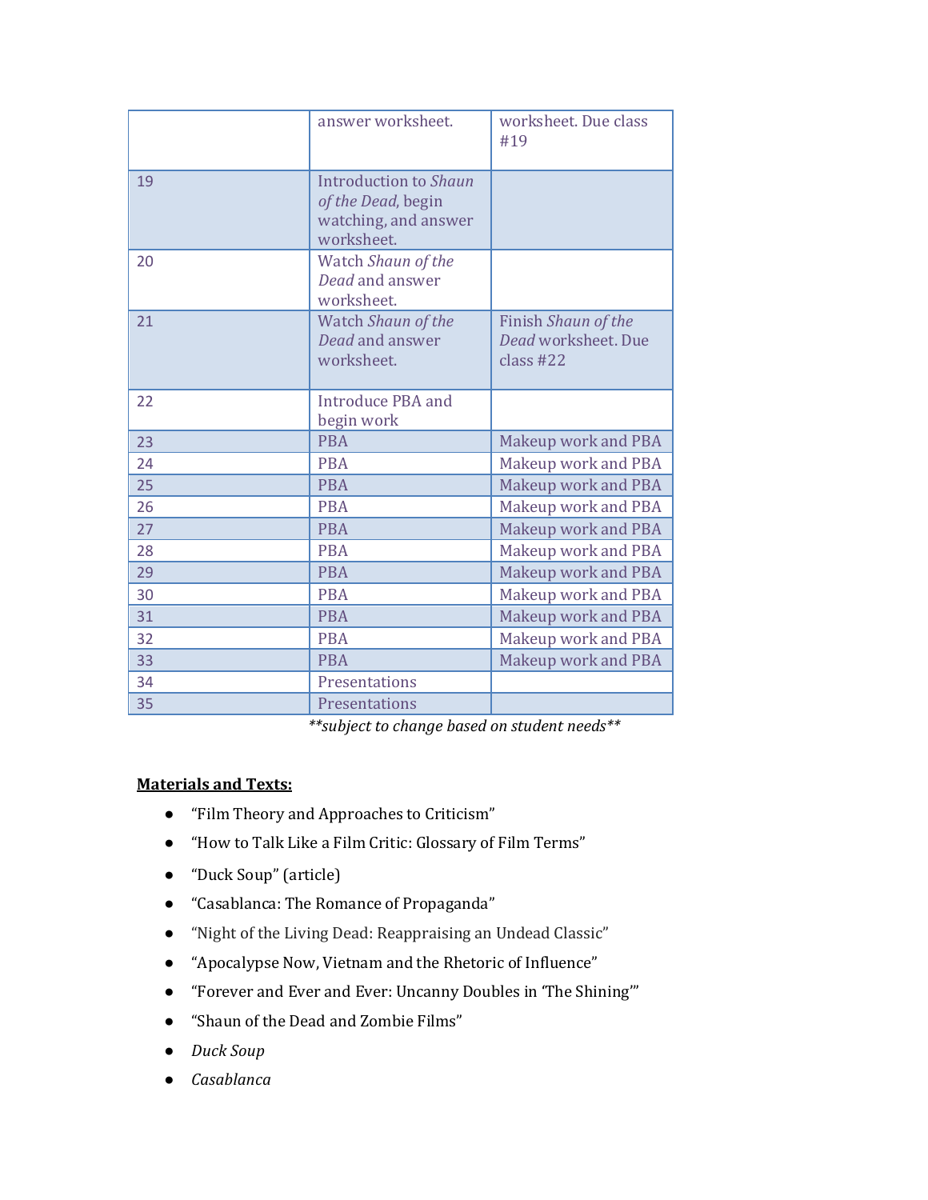| | | |
|---|---|---|
| | answer worksheet. | worksheet. Due class #19 |
| 19 | Introduction to *Shaun of the Dead*, begin watching, and answer worksheet. | |
| 20 | Watch *Shaun of the Dead* and answer worksheet. | |
| 21 | Watch *Shaun of the Dead* and answer worksheet. | Finish *Shaun of the Dead* worksheet. Due class #22 |
| 22 | Introduce PBA and begin work | |
| 23 | PBA | Makeup work and PBA |
| 24 | PBA | Makeup work and PBA |
| 25 | PBA | Makeup work and PBA |
| 26 | PBA | Makeup work and PBA |
| 27 | PBA | Makeup work and PBA |
| 28 | PBA | Makeup work and PBA |
| 29 | PBA | Makeup work and PBA |
| 30 | PBA | Makeup work and PBA |
| 31 | PBA | Makeup work and PBA |
| 32 | PBA | Makeup work and PBA |
| 33 | PBA | Makeup work and PBA |
| 34 | Presentations | |
| 35 | Presentations | |

***subject to change based on student needs***

**Materials and Texts:**

- "Film Theory and Approaches to Criticism"
- "How to Talk Like a Film Critic: Glossary of Film Terms"
- "Duck Soup" (article)
- "Casablanca: The Romance of Propaganda"
- "Night of the Living Dead: Reappraising an Undead Classic"
- "Apocalypse Now, Vietnam and the Rhetoric of Influence"
- "Forever and Ever and Ever: Uncanny Doubles in 'The Shining'"
- "Shaun of the Dead and Zombie Films"
- *Duck Soup*
- *Casablanca*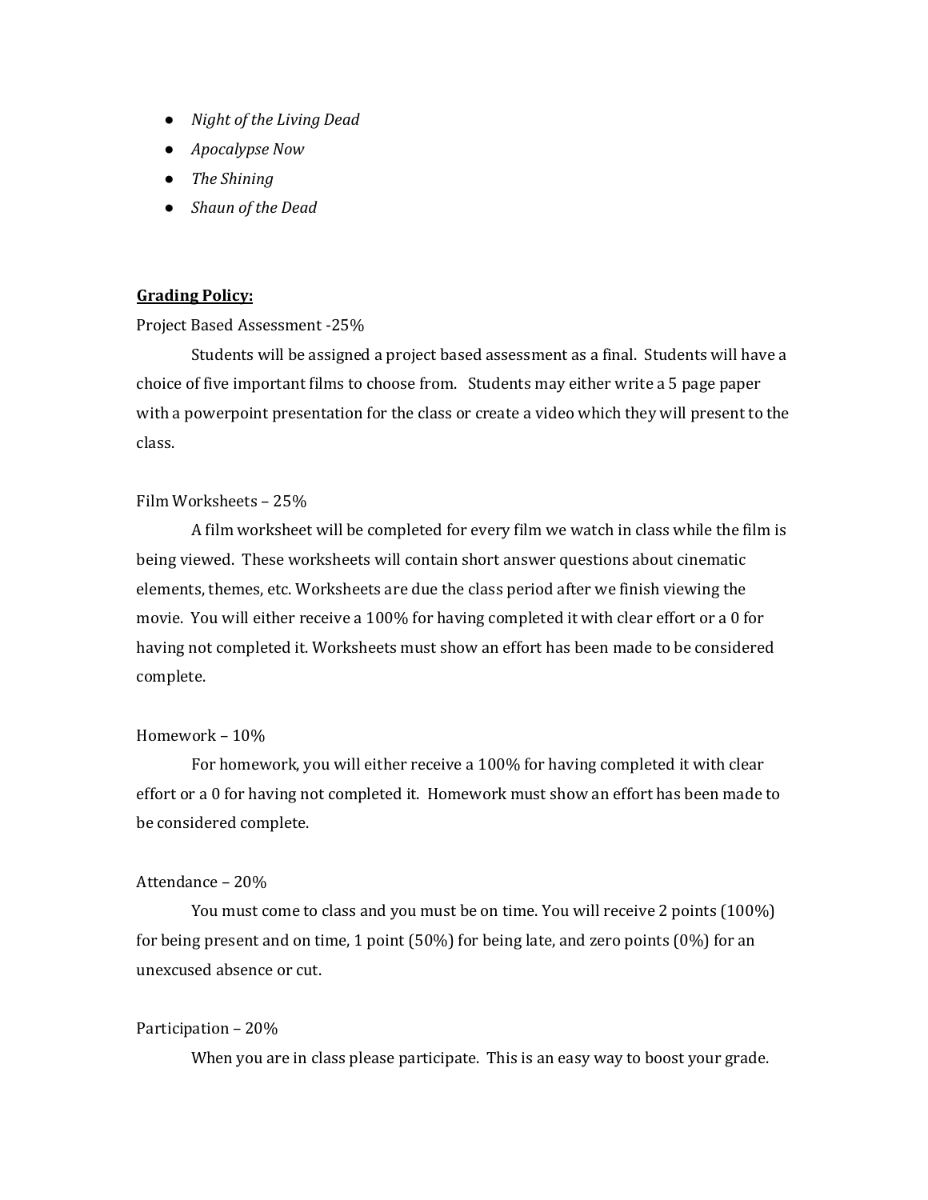- *Night of the Living Dead*
- *Apocalypse Now*
- *The Shining*
- *Shaun of the Dead*

**Grading Policy:**

Project Based Assessment -25%

Students will be assigned a project based assessment as a final. Students will have a choice of five important films to choose from. Students may either write a 5 page paper with a powerpoint presentation for the class or create a video which they will present to the class.

Film Worksheets – 25%

A film worksheet will be completed for every film we watch in class while the film is being viewed. These worksheets will contain short answer questions about cinematic elements, themes, etc. Worksheets are due the class period after we finish viewing the movie. You will either receive a 100% for having completed it with clear effort or a 0 for having not completed it. Worksheets must show an effort has been made to be considered complete.

Homework – 10%

For homework, you will either receive a 100% for having completed it with clear effort or a 0 for having not completed it. Homework must show an effort has been made to be considered complete.

Attendance – 20%

You must come to class and you must be on time. You will receive 2 points (100%) for being present and on time, 1 point (50%) for being late, and zero points (0%) for an unexcused absence or cut.

Participation – 20%

When you are in class please participate. This is an easy way to boost your grade.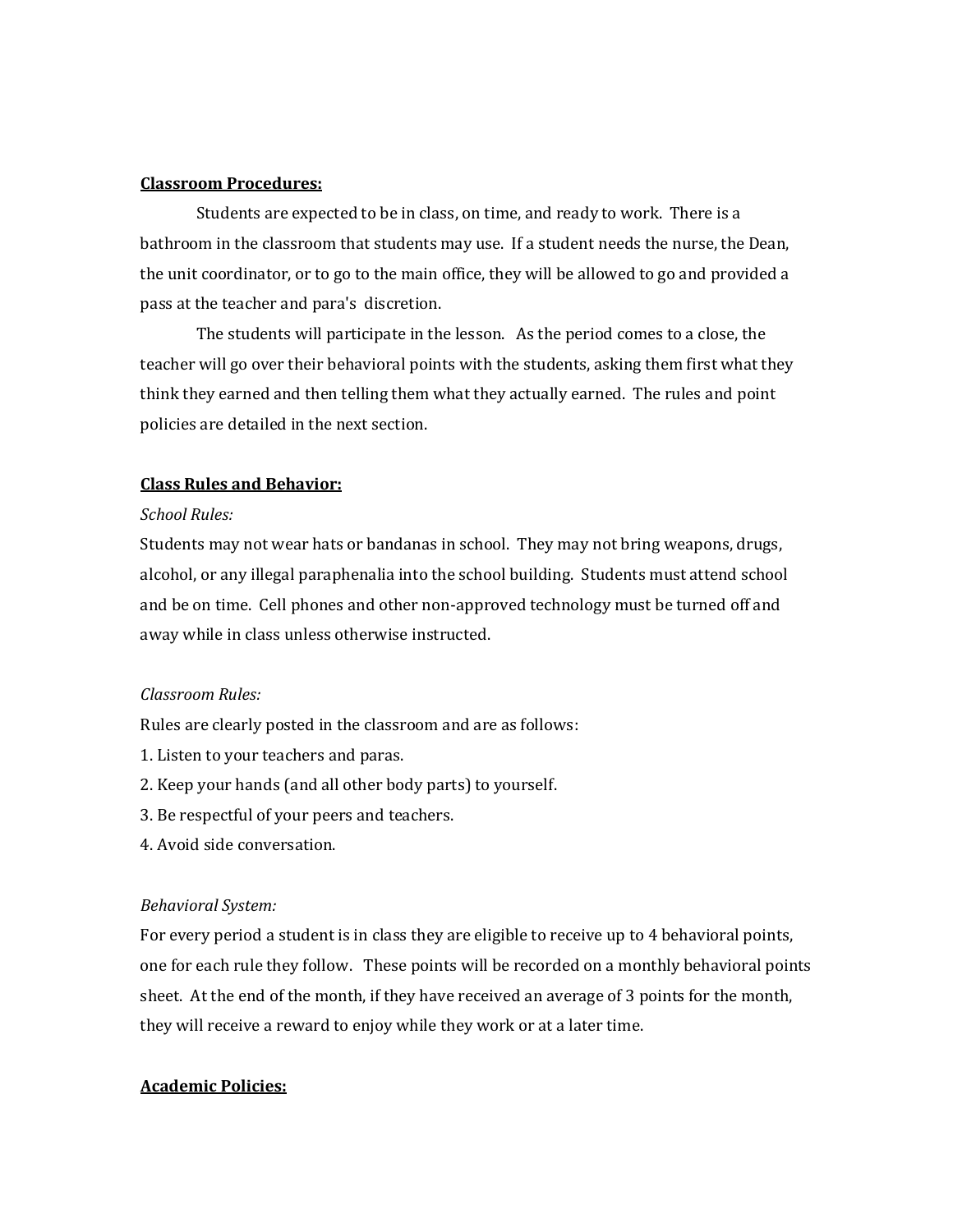**<u>Classroom Procedures:</u>**

Students are expected to be in class, on time, and ready to work. There is a bathroom in the classroom that students may use. If a student needs the nurse, the Dean, the unit coordinator, or to go to the main office, they will be allowed to go and provided a pass at the teacher and para's discretion.

The students will participate in the lesson. As the period comes to a close, the teacher will go over their behavioral points with the students, asking them first what they think they earned and then telling them what they actually earned. The rules and point policies are detailed in the next section.

**<u>Class Rules and Behavior:</u>**

*School Rules:*

Students may not wear hats or bandanas in school. They may not bring weapons, drugs, alcohol, or any illegal paraphenalia into the school building. Students must attend school and be on time. Cell phones and other non-approved technology must be turned off and away while in class unless otherwise instructed.

*Classroom Rules:*

Rules are clearly posted in the classroom and are as follows:

1. Listen to your teachers and paras.
2. Keep your hands (and all other body parts) to yourself.
3. Be respectful of your peers and teachers.
4. Avoid side conversation.

*Behavioral System:*

For every period a student is in class they are eligible to receive up to 4 behavioral points, one for each rule they follow. These points will be recorded on a monthly behavioral points sheet. At the end of the month, if they have received an average of 3 points for the month, they will receive a reward to enjoy while they work or at a later time.

**<u>Academic Policies:</u>**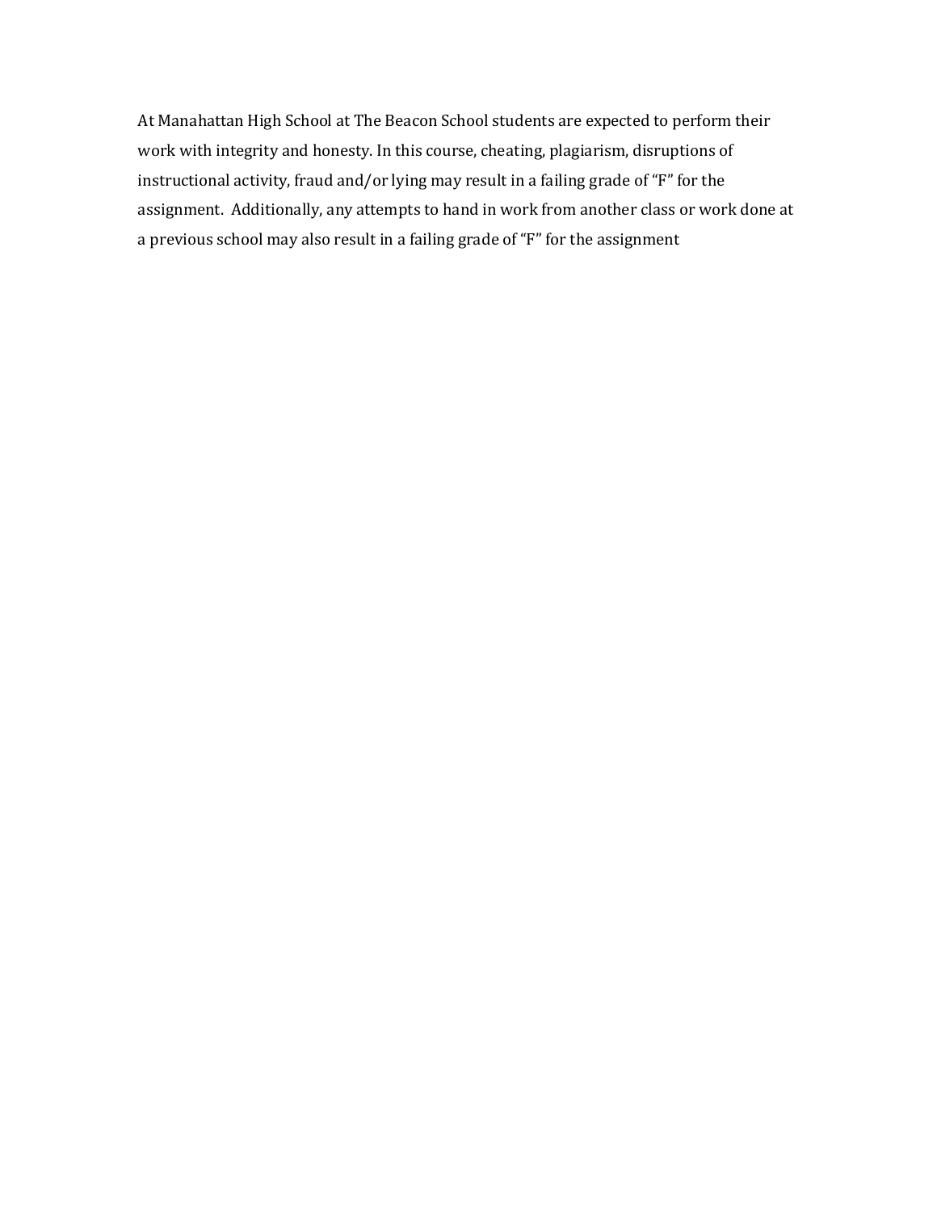At Manahattan High School at The Beacon School students are expected to perform their work with integrity and honesty. In this course, cheating, plagiarism, disruptions of instructional activity, fraud and/or lying may result in a failing grade of "F" for the assignment. Additionally, any attempts to hand in work from another class or work done at a previous school may also result in a failing grade of "F" for the assignment